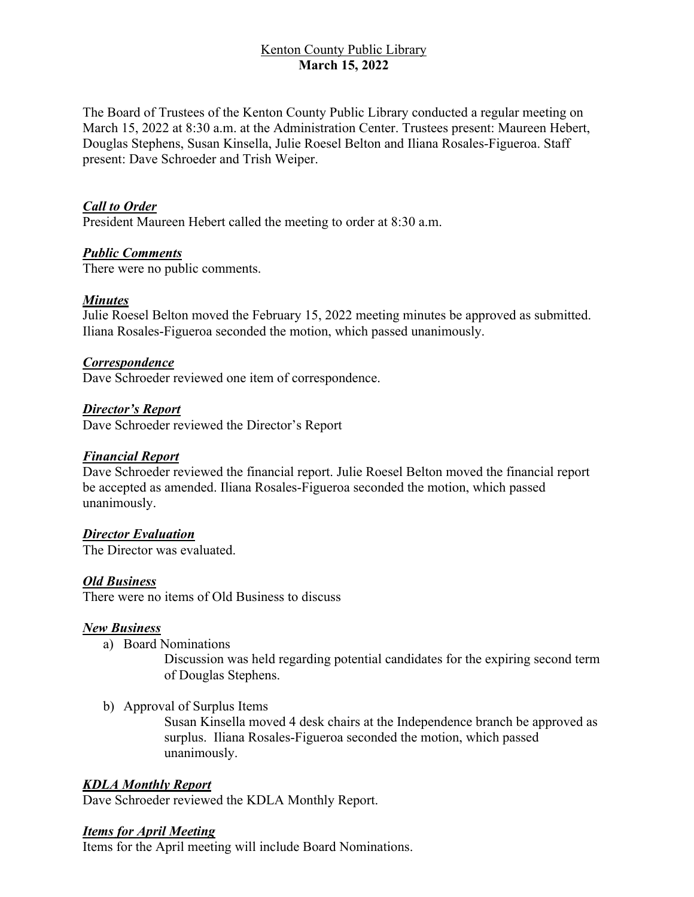Kenton County Public Library
**March 15, 2022**

The Board of Trustees of the Kenton County Public Library conducted a regular meeting on March 15, 2022 at 8:30 a.m. at the Administration Center. Trustees present: Maureen Hebert, Douglas Stephens, Susan Kinsella, Julie Roesel Belton and Iliana Rosales-Figueroa. Staff present: Dave Schroeder and Trish Weiper.

### ***Call to Order***

President Maureen Hebert called the meeting to order at 8:30 a.m.

### ***Public Comments***

There were no public comments.

### ***Minutes***

Julie Roesel Belton moved the February 15, 2022 meeting minutes be approved as submitted. Iliana Rosales-Figueroa seconded the motion, which passed unanimously.

### ***Correspondence***

Dave Schroeder reviewed one item of correspondence.

### ***Director's Report***

Dave Schroeder reviewed the Director's Report

### ***Financial Report***

Dave Schroeder reviewed the financial report. Julie Roesel Belton moved the financial report be accepted as amended. Iliana Rosales-Figueroa seconded the motion, which passed unanimously.

### ***Director Evaluation***

The Director was evaluated.

### ***Old Business***

There were no items of Old Business to discuss

### ***New Business***

a) Board Nominations

   Discussion was held regarding potential candidates for the expiring second term of Douglas Stephens.

b) Approval of Surplus Items

   Susan Kinsella moved 4 desk chairs at the Independence branch be approved as surplus. Iliana Rosales-Figueroa seconded the motion, which passed unanimously.

### ***KDLA Monthly Report***

Dave Schroeder reviewed the KDLA Monthly Report.

### ***Items for April Meeting***

Items for the April meeting will include Board Nominations.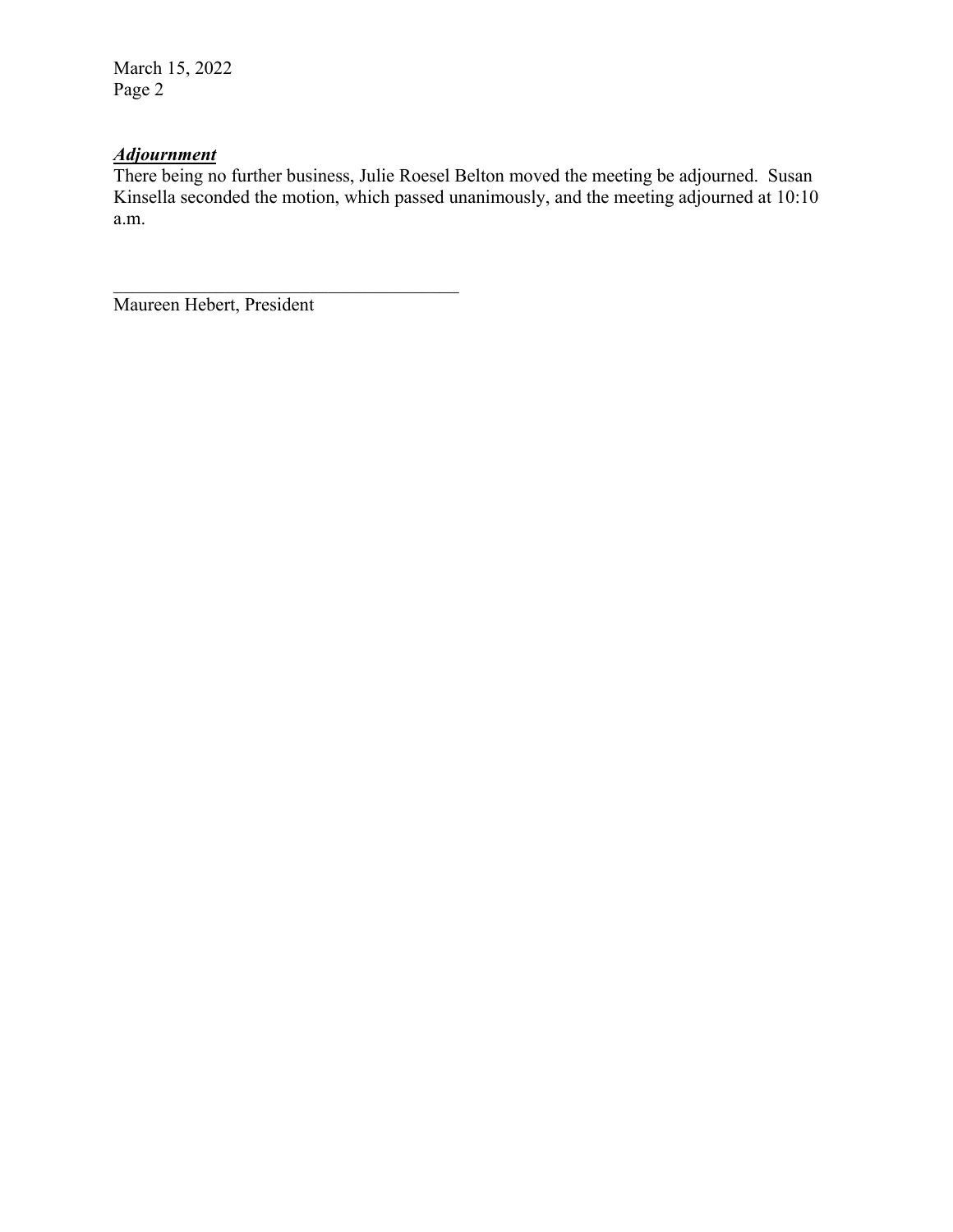***Adjournment***

There being no further business, Julie Roesel Belton moved the meeting be adjourned. Susan Kinsella seconded the motion, which passed unanimously, and the meeting adjourned at 10:10 a.m.

\_\_\_\_\_\_\_\_\_\_\_\_\_\_\_\_\_\_\_\_\_\_\_\_\_\_\_\_\_\_\_\_\_\_\_\_\_\_\_

Maureen Hebert, President